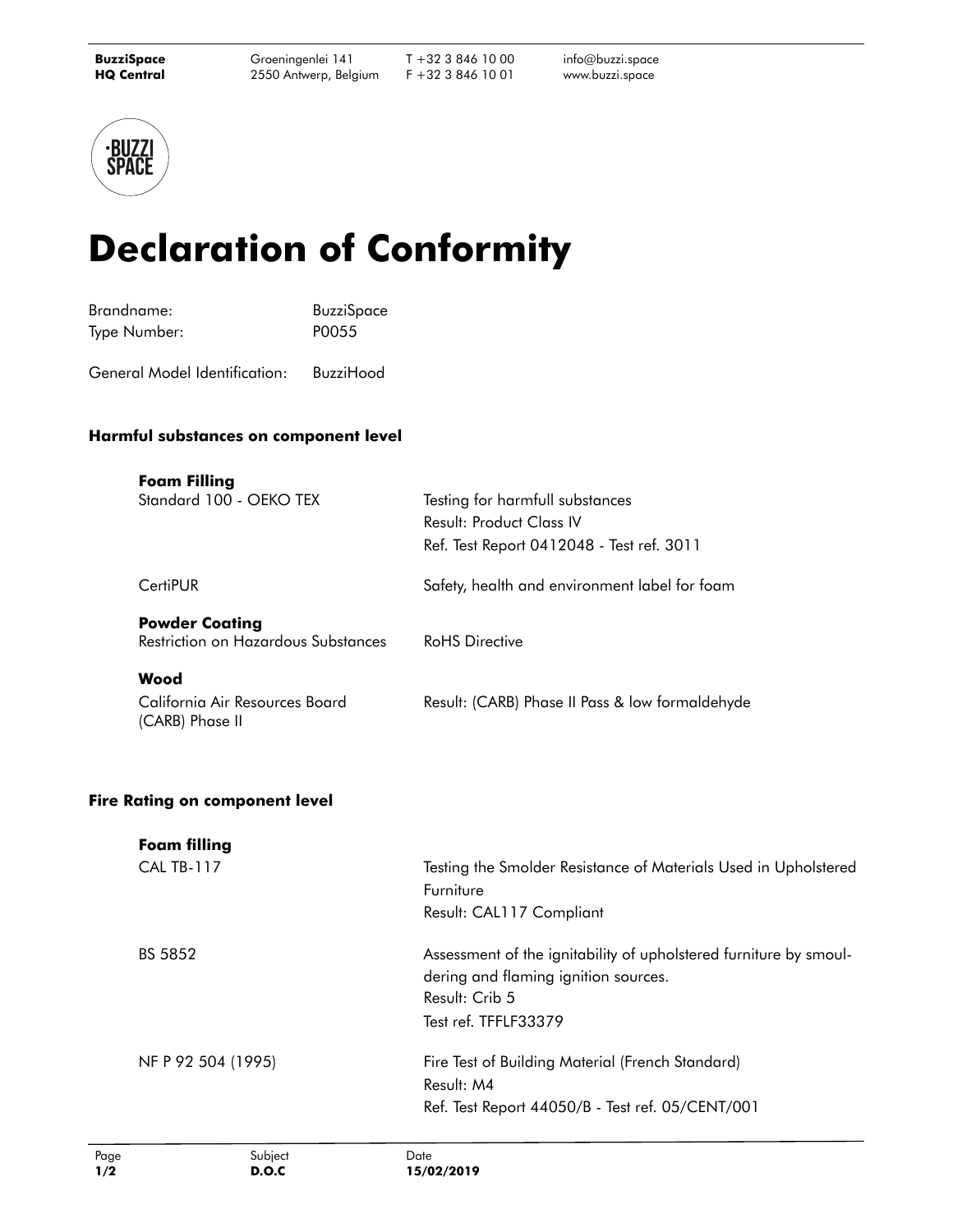BuzziSpace HQ Central | Groeningenlei 141, 2550 Antwerp, Belgium | T +32 3 846 10 00, F +32 3 846 10 01 | info@buzzi.space, www.buzzi.space

# Declaration of Conformity

Brandname: BuzziSpace
Type Number: P0055

General Model Identification: BuzziHood

## Harmful substances on component level

**Foam Filling**

Standard 100 - OEKO TEX — Testing for harmfull substances
Result: Product Class IV
Ref. Test Report 0412048 - Test ref. 3011

CertiPUR — Safety, health and environment label for foam

**Powder Coating**

Restriction on Hazardous Substances — RoHS Directive

**Wood**

California Air Resources Board (CARB) Phase II — Result: (CARB) Phase II Pass & low formaldehyde

## Fire Rating on component level

**Foam filling**

CAL TB-117 — Testing the Smolder Resistance of Materials Used in Upholstered Furniture
Result: CAL117 Compliant

BS 5852 — Assessment of the ignitability of upholstered furniture by smouldering and flaming ignition sources.
Result: Crib 5
Test ref. TFFLF33379

NF P 92 504 (1995) — Fire Test of Building Material (French Standard)
Result: M4
Ref. Test Report 44050/B - Test ref. 05/CENT/001

Subject: D.O.C | Date: 15/02/2019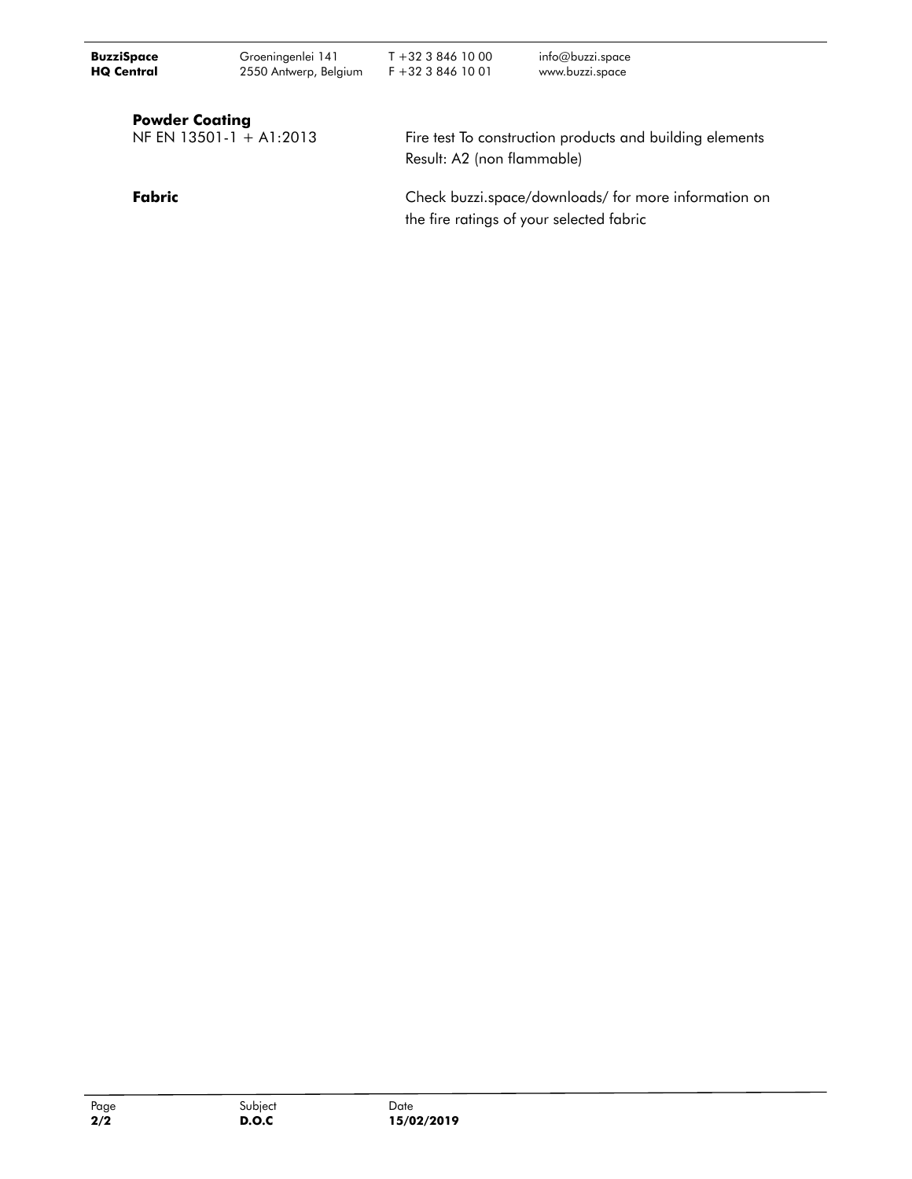**Powder Coating**

NF EN 13501-1 + A1:2013

Fire test To construction products and building elements
Result: A2 (non flammable)

**Fabric**

Check buzzi.space/downloads/ for more information on the fire ratings of your selected fabric